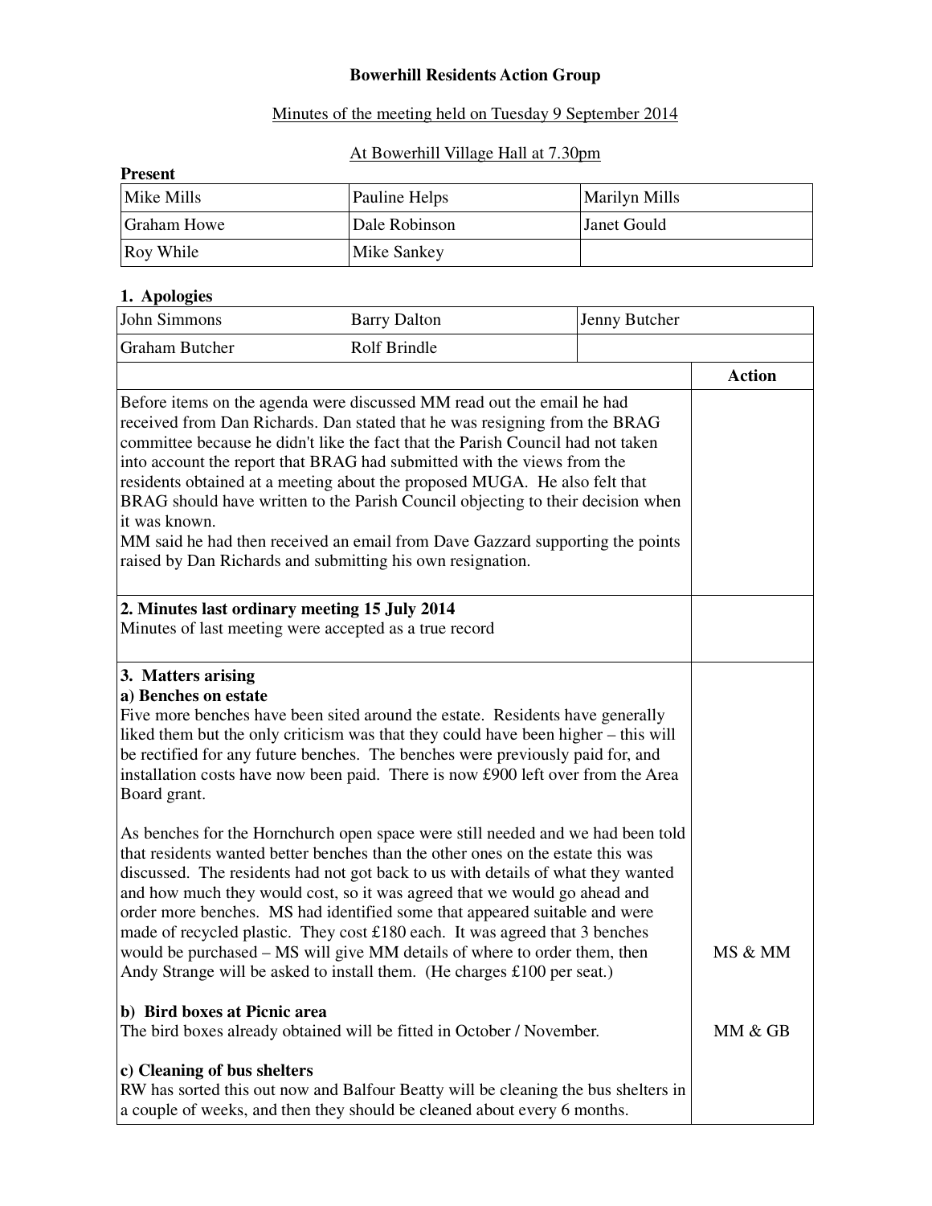**Bowerhill Residents Action Group**

Minutes of the meeting held on Tuesday 9 September 2014

At Bowerhill Village Hall at 7.30pm

**Present**

| Mike Mills | Pauline Helps | Marilyn Mills |
|---|---|---|
| Graham Howe | Dale Robinson | Janet Gould |
| Roy While | Mike Sankey | |

**1. Apologies**

| John Simmons | Barry Dalton | Jenny Butcher |
|---|---|---|
| Graham Butcher | Rolf Brindle | |

| | **Action** |
|---|---|
| Before items on the agenda were discussed MM read out the email he had received from Dan Richards. Dan stated that he was resigning from the BRAG committee because he didn't like the fact that the Parish Council had not taken into account the report that BRAG had submitted with the views from the residents obtained at a meeting about the proposed MUGA. He also felt that BRAG should have written to the Parish Council objecting to their decision when it was known.<br>MM said he had then received an email from Dave Gazzard supporting the points raised by Dan Richards and submitting his own resignation. | |
| **2. Minutes last ordinary meeting 15 July 2014**<br>Minutes of last meeting were accepted as a true record | |
| **3. Matters arising**<br>**a) Benches on estate**<br>Five more benches have been sited around the estate. Residents have generally liked them but the only criticism was that they could have been higher – this will be rectified for any future benches. The benches were previously paid for, and installation costs have now been paid. There is now £900 left over from the Area Board grant.<br><br>As benches for the Hornchurch open space were still needed and we had been told that residents wanted better benches than the other ones on the estate this was discussed. The residents had not got back to us with details of what they wanted and how much they would cost, so it was agreed that we would go ahead and order more benches. MS had identified some that appeared suitable and were made of recycled plastic. They cost £180 each. It was agreed that 3 benches would be purchased – MS will give MM details of where to order them, then Andy Strange will be asked to install them. (He charges £100 per seat.) | MS & MM |
| **b) Bird boxes at Picnic area**<br>The bird boxes already obtained will be fitted in October / November. | MM & GB |
| **c) Cleaning of bus shelters**<br>RW has sorted this out now and Balfour Beatty will be cleaning the bus shelters in a couple of weeks, and then they should be cleaned about every 6 months. | |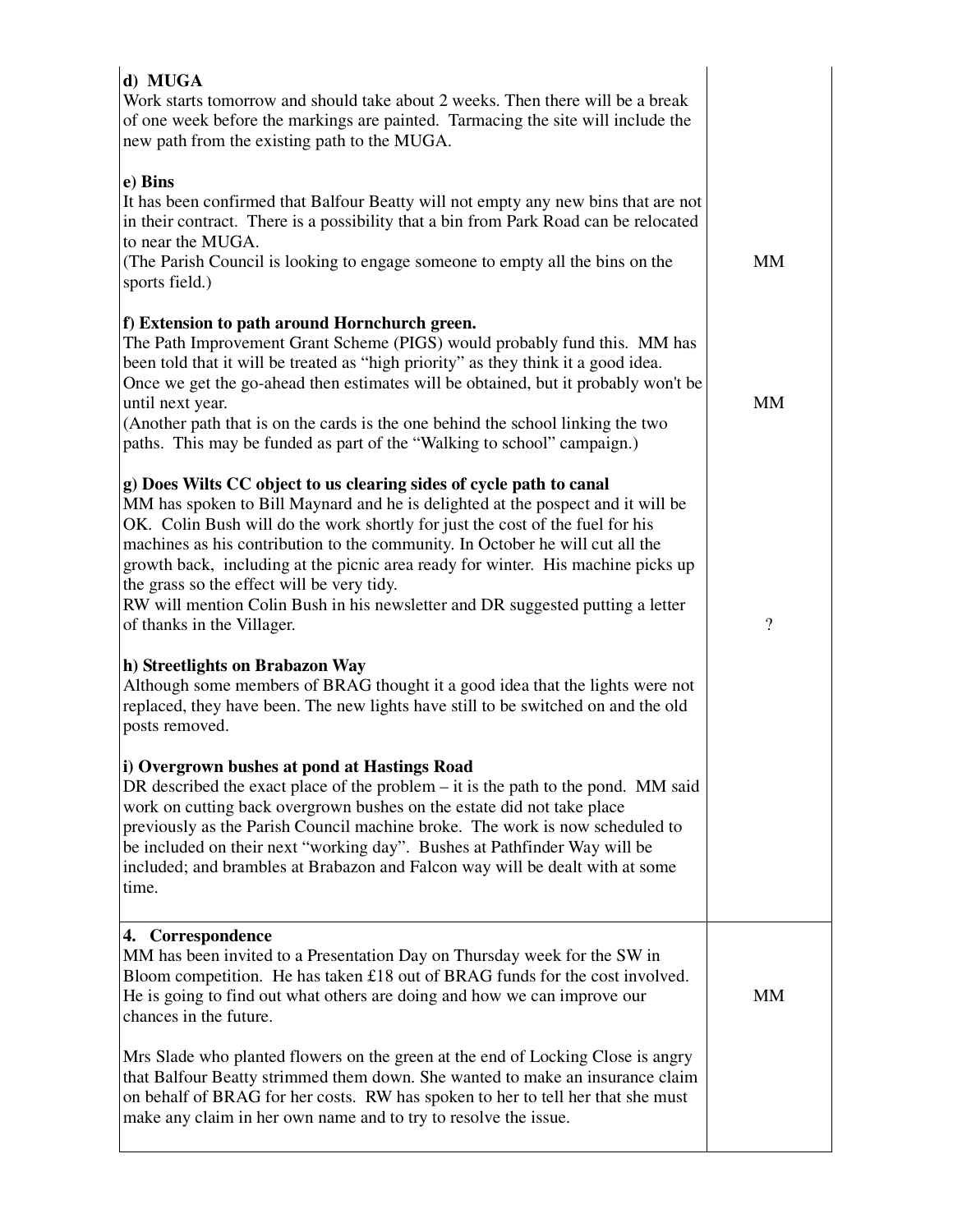| | |
|---|---|
| **d) MUGA**<br>Work starts tomorrow and should take about 2 weeks. Then there will be a break of one week before the markings are painted. Tarmacing the site will include the new path from the existing path to the MUGA.<br><br>**e) Bins**<br>It has been confirmed that Balfour Beatty will not empty any new bins that are not in their contract. There is a possibility that a bin from Park Road can be relocated to near the MUGA.<br>(The Parish Council is looking to engage someone to empty all the bins on the sports field.)<br><br>**f) Extension to path around Hornchurch green.**<br>The Path Improvement Grant Scheme (PIGS) would probably fund this. MM has been told that it will be treated as "high priority" as they think it a good idea. Once we get the go-ahead then estimates will be obtained, but it probably won't be until next year.<br>(Another path that is on the cards is the one behind the school linking the two paths. This may be funded as part of the "Walking to school" campaign.)<br><br>**g) Does Wilts CC object to us clearing sides of cycle path to canal**<br>MM has spoken to Bill Maynard and he is delighted at the pospect and it will be OK. Colin Bush will do the work shortly for just the cost of the fuel for his machines as his contribution to the community. In October he will cut all the growth back, including at the picnic area ready for winter. His machine picks up the grass so the effect will be very tidy.<br>RW will mention Colin Bush in his newsletter and DR suggested putting a letter of thanks in the Villager.<br><br>**h) Streetlights on Brabazon Way**<br>Although some members of BRAG thought it a good idea that the lights were not replaced, they have been. The new lights have still to be switched on and the old posts removed.<br><br>**i) Overgrown bushes at pond at Hastings Road**<br>DR described the exact place of the problem – it is the path to the pond. MM said work on cutting back overgrown bushes on the estate did not take place previously as the Parish Council machine broke. The work is now scheduled to be included on their next "working day". Bushes at Pathfinder Way will be included; and brambles at Brabazon and Falcon way will be dealt with at some time. | <br><br><br><br><br><br><br><br><br><br>MM<br><br><br><br><br><br><br>MM<br><br><br><br><br><br><br><br><br><br><br>? |
| **4. Correspondence**<br>MM has been invited to a Presentation Day on Thursday week for the SW in Bloom competition. He has taken £18 out of BRAG funds for the cost involved. He is going to find out what others are doing and how we can improve our chances in the future.<br><br>Mrs Slade who planted flowers on the green at the end of Locking Close is angry that Balfour Beatty strimmed them down. She wanted to make an insurance claim on behalf of BRAG for her costs. RW has spoken to her to tell her that she must make any claim in her own name and to try to resolve the issue. | <br><br><br>MM |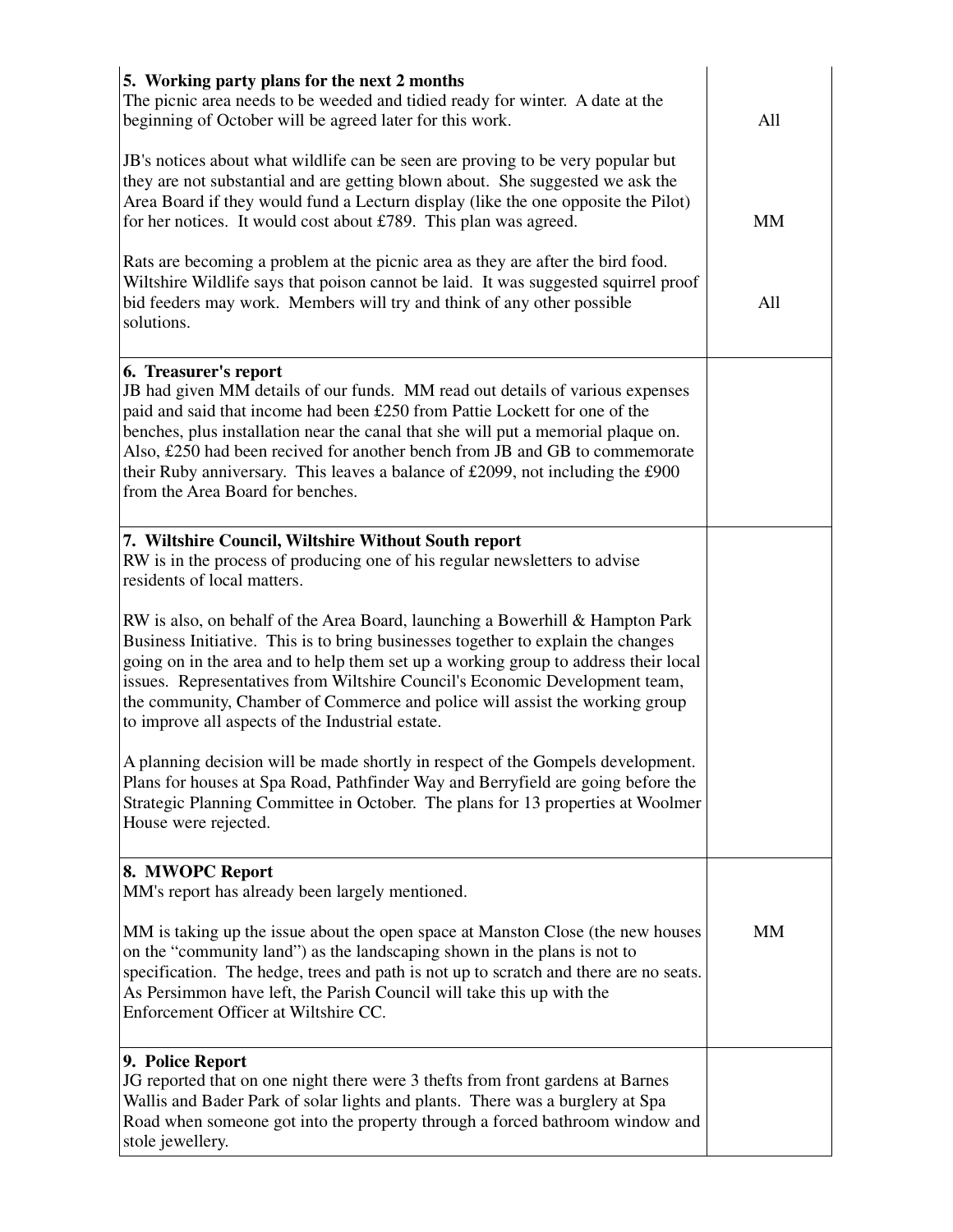| | |
|---|---|
| **5. Working party plans for the next 2 months**<br>The picnic area needs to be weeded and tidied ready for winter. A date at the beginning of October will be agreed later for this work.<br><br>JB's notices about what wildlife can be seen are proving to be very popular but they are not substantial and are getting blown about. She suggested we ask the Area Board if they would fund a Lecturn display (like the one opposite the Pilot) for her notices. It would cost about £789. This plan was agreed.<br><br>Rats are becoming a problem at the picnic area as they are after the bird food. Wiltshire Wildlife says that poison cannot be laid. It was suggested squirrel proof bid feeders may work. Members will try and think of any other possible solutions. | All<br><br><br><br>MM<br><br><br><br>All |
| **6. Treasurer's report**<br>JB had given MM details of our funds. MM read out details of various expenses paid and said that income had been £250 from Pattie Lockett for one of the benches, plus installation near the canal that she will put a memorial plaque on. Also, £250 had been recived for another bench from JB and GB to commemorate their Ruby anniversary. This leaves a balance of £2099, not including the £900 from the Area Board for benches. | |
| **7. Wiltshire Council, Wiltshire Without South report**<br>RW is in the process of producing one of his regular newsletters to advise residents of local matters.<br><br>RW is also, on behalf of the Area Board, launching a Bowerhill & Hampton Park Business Initiative. This is to bring businesses together to explain the changes going on in the area and to help them set up a working group to address their local issues. Representatives from Wiltshire Council's Economic Development team, the community, Chamber of Commerce and police will assist the working group to improve all aspects of the Industrial estate.<br><br>A planning decision will be made shortly in respect of the Gompels development. Plans for houses at Spa Road, Pathfinder Way and Berryfield are going before the Strategic Planning Committee in October. The plans for 13 properties at Woolmer House were rejected. | |
| **8. MWOPC Report**<br>MM's report has already been largely mentioned.<br><br>MM is taking up the issue about the open space at Manston Close (the new houses on the "community land") as the landscaping shown in the plans is not to specification. The hedge, trees and path is not up to scratch and there are no seats. As Persimmon have left, the Parish Council will take this up with the Enforcement Officer at Wiltshire CC. | <br><br><br>MM |
| **9. Police Report**<br>JG reported that on one night there were 3 thefts from front gardens at Barnes Wallis and Bader Park of solar lights and plants. There was a burglery at Spa Road when someone got into the property through a forced bathroom window and stole jewellery. | |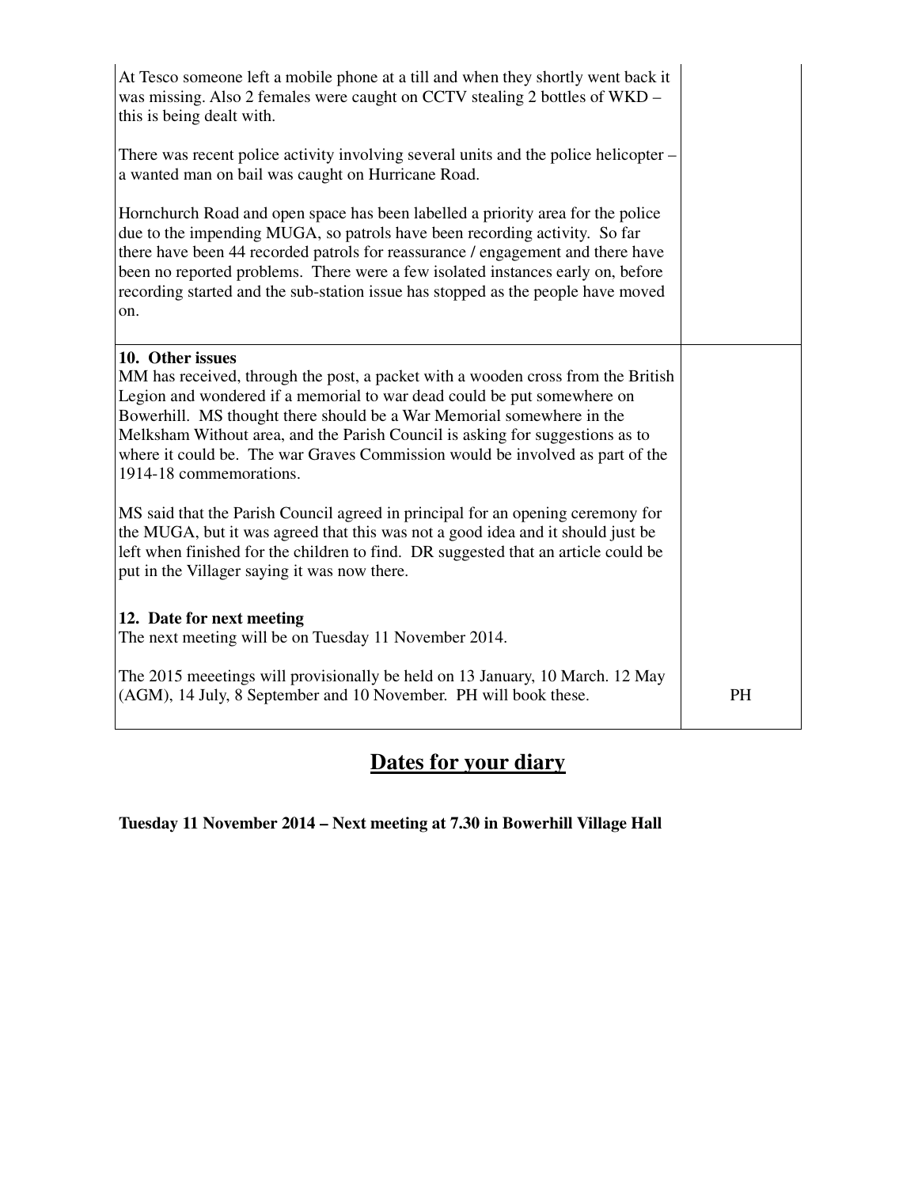| | |
|---|---|
| At Tesco someone left a mobile phone at a till and when they shortly went back it was missing. Also 2 females were caught on CCTV stealing 2 bottles of WKD – this is being dealt with.<br><br>There was recent police activity involving several units and the police helicopter – a wanted man on bail was caught on Hurricane Road.<br><br>Hornchurch Road and open space has been labelled a priority area for the police due to the impending MUGA, so patrols have been recording activity. So far there have been 44 recorded patrols for reassurance / engagement and there have been no reported problems. There were a few isolated instances early on, before recording started and the sub-station issue has stopped as the people have moved on. | |
| **10. Other issues**<br>MM has received, through the post, a packet with a wooden cross from the British Legion and wondered if a memorial to war dead could be put somewhere on Bowerhill. MS thought there should be a War Memorial somewhere in the Melksham Without area, and the Parish Council is asking for suggestions as to where it could be. The war Graves Commission would be involved as part of the 1914-18 commemorations.<br><br>MS said that the Parish Council agreed in principal for an opening ceremony for the MUGA, but it was agreed that this was not a good idea and it should just be left when finished for the children to find. DR suggested that an article could be put in the Villager saying it was now there.<br><br>**12. Date for next meeting**<br>The next meeting will be on Tuesday 11 November 2014.<br><br>The 2015 meeetings will provisionally be held on 13 January, 10 March. 12 May (AGM), 14 July, 8 September and 10 November. PH will book these. | PH |

## Dates for your diary

**Tuesday 11 November 2014 – Next meeting at 7.30 in Bowerhill Village Hall**